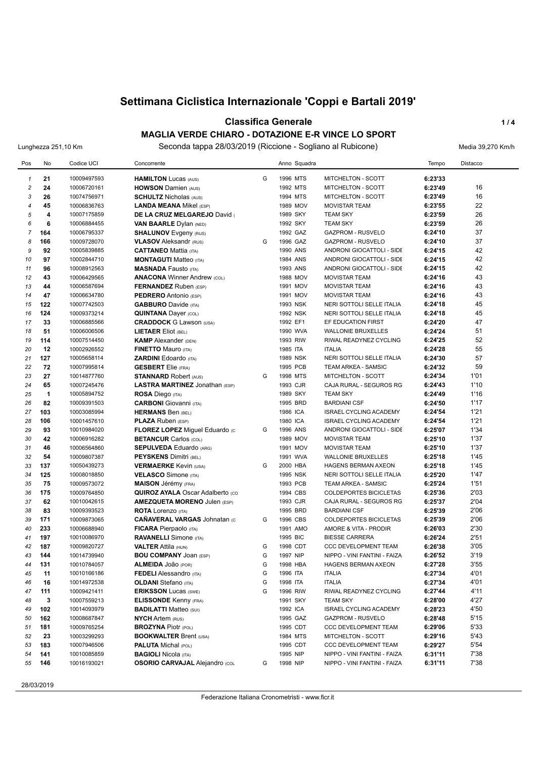# Settimana Ciclistica Internazionale 'Coppi e Bartali 2019'

## Classifica Generale

### MAGLIA VERDE CHIARO - DOTAZIONE E-R VINCE LO SPORT

Lunghezza 251,10 Km — Seconda tappa 28/03/2019 (Riccione - Sogliano al Rubicone) — Media 39,270 Km/h

| Pos | No | Codice UCI | Concorrente | | Anno | Squadra | | Tempo | Distacco |
|---|---|---|---|---|---|---|---|---|---|
| 1 | **21** | 10009497593 | **HAMILTON** Lucas (AUS) | G | 1996 | MTS | MITCHELTON - SCOTT | **6:23'33** | |
| 2 | **24** | 10006720161 | **HOWSON** Damien (AUS) | | 1992 | MTS | MITCHELTON - SCOTT | **6:23'49** | 16 |
| 3 | **26** | 10074756971 | **SCHULTZ** Nicholas (AUS) | | 1994 | MTS | MITCHELTON - SCOTT | **6:23'49** | 16 |
| 4 | **45** | 10006836763 | **LANDA MEANA** Mikel (ESP) | | 1989 | MOV | MOVISTAR TEAM | **6:23'55** | 22 |
| 5 | **4** | 10007175859 | **DE LA CRUZ MELGAREJO** David ( | | 1989 | SKY | TEAM SKY | **6:23'59** | 26 |
| 6 | **6** | 10006884455 | **VAN BAARLE** Dylan (NED) | | 1992 | SKY | TEAM SKY | **6:23'59** | 26 |
| 7 | **164** | 10006795337 | **SHALUNOV** Evgeny (RUS) | | 1992 | GAZ | GAZPROM - RUSVELO | **6:24'10** | 37 |
| 8 | **166** | 10009728070 | **VLASOV** Aleksandr (RUS) | G | 1996 | GAZ | GAZPROM - RUSVELO | **6:24'10** | 37 |
| 9 | **92** | 10005839885 | **CATTANEO** Mattia (ITA) | | 1990 | ANS | ANDRONI GIOCATTOLI - SIDE | **6:24'15** | 42 |
| 10 | **97** | 10002844710 | **MONTAGUTI** Matteo (ITA) | | 1984 | ANS | ANDRONI GIOCATTOLI - SIDE | **6:24'15** | 42 |
| 11 | **96** | 10008912563 | **MASNADA** Fausto (ITA) | | 1993 | ANS | ANDRONI GIOCATTOLI - SIDE | **6:24'15** | 42 |
| 12 | **43** | 10006429565 | **ANACONA** Winner Andrew (COL) | | 1988 | MOV | MOVISTAR TEAM | **6:24'16** | 43 |
| 13 | **44** | 10006587694 | **FERNANDEZ** Ruben (ESP) | | 1991 | MOV | MOVISTAR TEAM | **6:24'16** | 43 |
| 14 | **47** | 10006634780 | **PEDRERO** Antonio (ESP) | | 1991 | MOV | MOVISTAR TEAM | **6:24'16** | 43 |
| 15 | **122** | 10007742503 | **GABBURO** Davide (ITA) | | 1993 | NSK | NERI SOTTOLI SELLE ITALIA | **6:24'18** | 45 |
| 16 | **124** | 10009373214 | **QUINTANA** Dayer (COL) | | 1992 | NSK | NERI SOTTOLI SELLE ITALIA | **6:24'18** | 45 |
| 17 | **33** | 10006885566 | **CRADDOCK** G Lawson (USA) | | 1992 | EF1 | EF EDUCATION FIRST | **6:24'20** | 47 |
| 18 | **51** | 10006006506 | **LIETAER** Eliot (BEL) | | 1990 | WVA | WALLONIE BRUXELLES | **6:24'24** | 51 |
| 19 | **114** | 10007514450 | **KAMP** Alexander (DEN) | | 1993 | RIW | RIWAL READYNEZ CYCLING | **6:24'25** | 52 |
| 20 | **12** | 10002926552 | **FINETTO** Mauro (ITA) | | 1985 | ITA | ITALIA | **6:24'28** | 55 |
| 21 | **127** | 10005658114 | **ZARDINI** Edoardo (ITA) | | 1989 | NSK | NERI SOTTOLI SELLE ITALIA | **6:24'30** | 57 |
| 22 | **72** | 10007995814 | **GESBERT** Elie (FRA) | | 1995 | PCB | TEAM ARKEA - SAMSIC | **6:24'32** | 59 |
| 23 | **27** | 10014877760 | **STANNARD** Robert (AUS) | G | 1998 | MTS | MITCHELTON - SCOTT | **6:24'34** | 1'01 |
| 24 | **65** | 10007245476 | **LASTRA MARTINEZ** Jonathan (ESP) | | 1993 | CJR | CAJA RURAL - SEGUROS RG | **6:24'43** | 1'10 |
| 25 | **1** | 10005894752 | **ROSA** Diego (ITA) | | 1989 | SKY | TEAM SKY | **6:24'49** | 1'16 |
| 26 | **82** | 10009391503 | **CARBONI** Giovanni (ITA) | | 1995 | BRD | BARDIANI CSF | **6:24'50** | 1'17 |
| 27 | **103** | 10003085994 | **HERMANS** Ben (BEL) | | 1986 | ICA | ISRAEL CYCLING ACADEMY | **6:24'54** | 1'21 |
| 28 | **106** | 10001457610 | **PLAZA** Ruben (ESP) | | 1980 | ICA | ISRAEL CYCLING ACADEMY | **6:24'54** | 1'21 |
| 29 | **93** | 10010984020 | **FLOREZ LOPEZ** Miguel Eduardo (C | G | 1996 | ANS | ANDRONI GIOCATTOLI - SIDE | **6:25'07** | 1'34 |
| 30 | **42** | 10006916282 | **BETANCUR** Carlos (COL) | | 1989 | MOV | MOVISTAR TEAM | **6:25'10** | 1'37 |
| 31 | **46** | 10006564860 | **SEPULVEDA** Eduardo (ARG) | | 1991 | MOV | MOVISTAR TEAM | **6:25'10** | 1'37 |
| 32 | **54** | 10009807387 | **PEYSKENS** Dimitri (BEL) | | 1991 | WVA | WALLONIE BRUXELLES | **6:25'18** | 1'45 |
| 33 | **137** | 10050439273 | **VERMAERKE** Kevin (USA) | G | 2000 | HBA | HAGENS BERMAN AXEON | **6:25'18** | 1'45 |
| 34 | **125** | 10008018850 | **VELASCO** Simone (ITA) | | 1995 | NSK | NERI SOTTOLI SELLE ITALIA | **6:25'20** | 1'47 |
| 35 | **75** | 10009573072 | **MAISON** Jérémy (FRA) | | 1993 | PCB | TEAM ARKEA - SAMSIC | **6:25'24** | 1'51 |
| 36 | **175** | 10009764850 | **QUIROZ AYALA** Oscar Adalberto (CO | | 1994 | CBS | COLDEPORTES BICICLETAS | **6:25'36** | 2'03 |
| 37 | **62** | 10010042615 | **AMEZQUETA MORENO** Julen (ESP) | | 1993 | CJR | CAJA RURAL - SEGUROS RG | **6:25'37** | 2'04 |
| 38 | **83** | 10009393523 | **ROTA** Lorenzo (ITA) | | 1995 | BRD | BARDIANI CSF | **6:25'39** | 2'06 |
| 39 | **171** | 10009873065 | **CAÑAVERAL VARGAS** Johnatan (C | G | 1996 | CBS | COLDEPORTES BICICLETAS | **6:25'39** | 2'06 |
| 40 | **233** | 10006688940 | **FICARA** Pierpaolo (ITA) | | 1991 | AMO | AMORE & VITA - PRODIR | **6:26'03** | 2'30 |
| 41 | **197** | 10010086970 | **RAVANELLI** Simone (ITA) | | 1995 | BIC | BIESSE CARRERA | **6:26'24** | 2'51 |
| 42 | **187** | 10009820727 | **VALTER** Attila (HUN) | G | 1998 | CDT | CCC DEVELOPMENT TEAM | **6:26'38** | 3'05 |
| 43 | **144** | 10014739940 | **BOU COMPANY** Joan (ESP) | G | 1997 | NIP | NIPPO - VINI FANTINI - FAIZA | **6:26'52** | 3'19 |
| 44 | **131** | 10010784057 | **ALMEIDA** João (POR) | G | 1998 | HBA | HAGENS BERMAN AXEON | **6:27'28** | 3'55 |
| 45 | **11** | 10010166186 | **FEDELI** Alessandro (ITA) | G | 1996 | ITA | ITALIA | **6:27'34** | 4'01 |
| 46 | **16** | 10014972538 | **OLDANI** Stefano (ITA) | G | 1998 | ITA | ITALIA | **6:27'34** | 4'01 |
| 47 | **111** | 10009421411 | **ERIKSSON** Lucas (SWE) | G | 1996 | RIW | RIWAL READYNEZ CYCLING | **6:27'44** | 4'11 |
| 48 | **3** | 10007559213 | **ELISSONDE** Kenny (FRA) | | 1991 | SKY | TEAM SKY | **6:28'00** | 4'27 |
| 49 | **102** | 10014093979 | **BADILATTI** Matteo (SUI) | | 1992 | ICA | ISRAEL CYCLING ACADEMY | **6:28'23** | 4'50 |
| 50 | **162** | 10008687847 | **NYCH** Artem (RUS) | | 1995 | GAZ | GAZPROM - RUSVELO | **6:28'48** | 5'15 |
| 51 | **181** | 10009765254 | **BROZYNA** Piotr (POL) | | 1995 | CDT | CCC DEVELOPMENT TEAM | **6:29'06** | 5'33 |
| 52 | **23** | 10003299293 | **BOOKWALTER** Brent (USA) | | 1984 | MTS | MITCHELTON - SCOTT | **6:29'16** | 5'43 |
| 53 | **183** | 10007946506 | **PALUTA** Michal (POL) | | 1995 | CDT | CCC DEVELOPMENT TEAM | **6:29'27** | 5'54 |
| 54 | **141** | 10010085859 | **BAGIOLI** Nicola (ITA) | | 1995 | NIP | NIPPO - VINI FANTINI - FAIZA | **6:31'11** | 7'38 |
| 55 | **146** | 10016193021 | **OSORIO CARVAJAL** Alejandro (COL | G | 1998 | NIP | NIPPO - VINI FANTINI - FAIZA | **6:31'11** | 7'38 |

28/03/2019

Federazione Italiana Cronometristi - www.ficr.it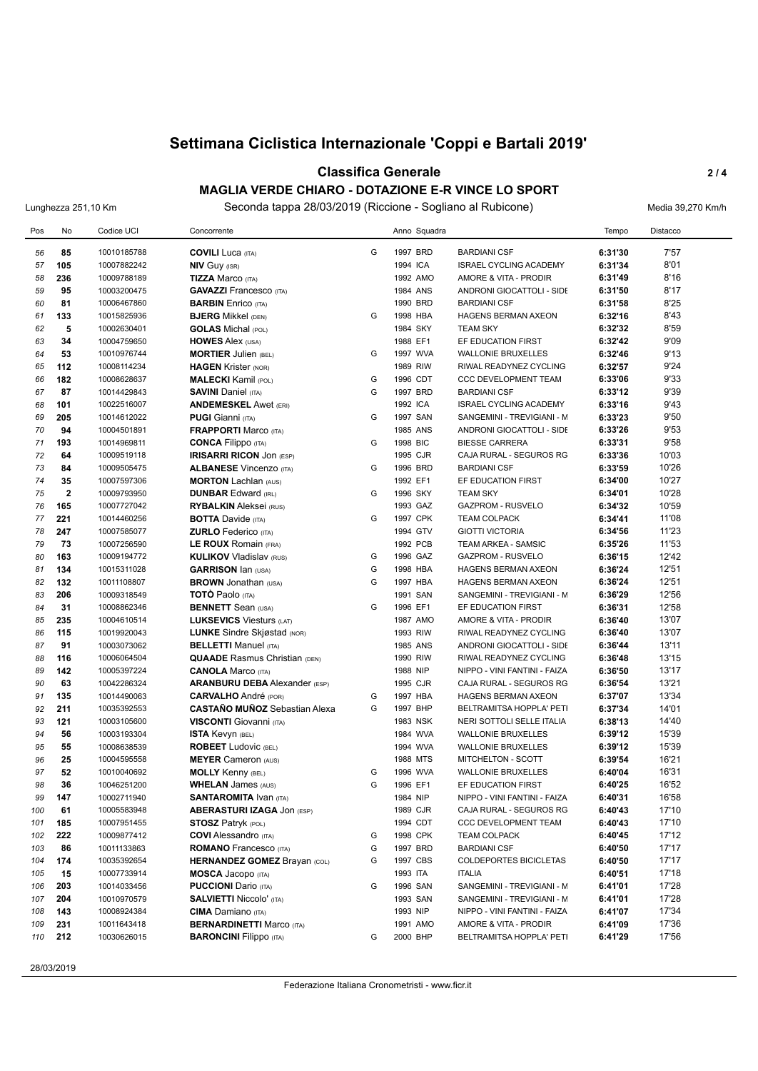# Settimana Ciclistica Internazionale 'Coppi e Bartali 2019'

## Classifica Generale

### MAGLIA VERDE CHIARO - DOTAZIONE E-R VINCE LO SPORT

Lunghezza 251,10 Km | Seconda tappa 28/03/2019 (Riccione - Sogliano al Rubicone) | Media 39,270 Km/h

| Pos | No | Codice UCI | Concorrente | | Anno | Squadra | | Tempo | Distacco |
|---|---|---|---|---|---|---|---|---|---|
| 56 | 85 | 10010185788 | **COVILI** Luca (ITA) | G | 1997 | BRD | BARDIANI CSF | **6:31'30** | 7'57 |
| 57 | 105 | 10007882242 | **NIV** Guy (ISR) | | 1994 | ICA | ISRAEL CYCLING ACADEMY | **6:31'34** | 8'01 |
| 58 | 236 | 10009788189 | **TIZZA** Marco (ITA) | | 1992 | AMO | AMORE & VITA - PRODIR | **6:31'49** | 8'16 |
| 59 | 95 | 10003200475 | **GAVAZZI** Francesco (ITA) | | 1984 | ANS | ANDRONI GIOCATTOLI - SIDE | **6:31'50** | 8'17 |
| 60 | 81 | 10006467860 | **BARBIN** Enrico (ITA) | | 1990 | BRD | BARDIANI CSF | **6:31'58** | 8'25 |
| 61 | 133 | 10015825936 | **BJERG** Mikkel (DEN) | G | 1998 | HBA | HAGENS BERMAN AXEON | **6:32'16** | 8'43 |
| 62 | 5 | 10002630401 | **GOLAS** Michal (POL) | | 1984 | SKY | TEAM SKY | **6:32'32** | 8'59 |
| 63 | 34 | 10004759650 | **HOWES** Alex (USA) | | 1988 | EF1 | EF EDUCATION FIRST | **6:32'42** | 9'09 |
| 64 | 53 | 10010976744 | **MORTIER** Julien (BEL) | G | 1997 | WVA | WALLONIE BRUXELLES | **6:32'46** | 9'13 |
| 65 | 112 | 10008114234 | **HAGEN** Krister (NOR) | | 1989 | RIW | RIWAL READYNEZ CYCLING | **6:32'57** | 9'24 |
| 66 | 182 | 10008628637 | **MALECKI** Kamil (POL) | G | 1996 | CDT | CCC DEVELOPMENT TEAM | **6:33'06** | 9'33 |
| 67 | 87 | 10014429843 | **SAVINI** Daniel (ITA) | G | 1997 | BRD | BARDIANI CSF | **6:33'12** | 9'39 |
| 68 | 101 | 10022516007 | **ANDEMESKEL** Awet (ERI) | | 1992 | ICA | ISRAEL CYCLING ACADEMY | **6:33'16** | 9'43 |
| 69 | 205 | 10014612022 | **PUGI** Gianni (ITA) | G | 1997 | SAN | SANGEMINI - TREVIGIANI - M | **6:33'23** | 9'50 |
| 70 | 94 | 10004501891 | **FRAPPORTI** Marco (ITA) | | 1985 | ANS | ANDRONI GIOCATTOLI - SIDE | **6:33'26** | 9'53 |
| 71 | 193 | 10014969811 | **CONCA** Filippo (ITA) | G | 1998 | BIC | BIESSE CARRERA | **6:33'31** | 9'58 |
| 72 | 64 | 10009519118 | **IRISARRI RICON** Jon (ESP) | | 1995 | CJR | CAJA RURAL - SEGUROS RG | **6:33'36** | 10'03 |
| 73 | 84 | 10009505475 | **ALBANESE** Vincenzo (ITA) | G | 1996 | BRD | BARDIANI CSF | **6:33'59** | 10'26 |
| 74 | 35 | 10007597306 | **MORTON** Lachlan (AUS) | | 1992 | EF1 | EF EDUCATION FIRST | **6:34'00** | 10'27 |
| 75 | 2 | 10009793950 | **DUNBAR** Edward (IRL) | G | 1996 | SKY | TEAM SKY | **6:34'01** | 10'28 |
| 76 | 165 | 10007727042 | **RYBALKIN** Aleksei (RUS) | | 1993 | GAZ | GAZPROM - RUSVELO | **6:34'32** | 10'59 |
| 77 | 221 | 10014460256 | **BOTTA** Davide (ITA) | G | 1997 | CPK | TEAM COLPACK | **6:34'41** | 11'08 |
| 78 | 247 | 10007585077 | **ZURLO** Federico (ITA) | | 1994 | GTV | GIOTTI VICTORIA | **6:34'56** | 11'23 |
| 79 | 73 | 10007256590 | **LE ROUX** Romain (FRA) | | 1992 | PCB | TEAM ARKEA - SAMSIC | **6:35'26** | 11'53 |
| 80 | 163 | 10009194772 | **KULIKOV** Vladislav (RUS) | G | 1996 | GAZ | GAZPROM - RUSVELO | **6:36'15** | 12'42 |
| 81 | 134 | 10015311028 | **GARRISON** Ian (USA) | G | 1998 | HBA | HAGENS BERMAN AXEON | **6:36'24** | 12'51 |
| 82 | 132 | 10011108807 | **BROWN** Jonathan (USA) | G | 1997 | HBA | HAGENS BERMAN AXEON | **6:36'24** | 12'51 |
| 83 | 206 | 10009318549 | **TOTÒ** Paolo (ITA) | | 1991 | SAN | SANGEMINI - TREVIGIANI - M | **6:36'29** | 12'56 |
| 84 | 31 | 10008862346 | **BENNETT** Sean (USA) | G | 1996 | EF1 | EF EDUCATION FIRST | **6:36'31** | 12'58 |
| 85 | 235 | 10004610514 | **LUKSEVICS** Viesturs (LAT) | | 1987 | AMO | AMORE & VITA - PRODIR | **6:36'40** | 13'07 |
| 86 | 115 | 10019920043 | **LUNKE** Sindre Skjøstad (NOR) | | 1993 | RIW | RIWAL READYNEZ CYCLING | **6:36'40** | 13'07 |
| 87 | 91 | 10003073062 | **BELLETTI** Manuel (ITA) | | 1985 | ANS | ANDRONI GIOCATTOLI - SIDE | **6:36'44** | 13'11 |
| 88 | 116 | 10006064504 | **QUAADE** Rasmus Christian (DEN) | | 1990 | RIW | RIWAL READYNEZ CYCLING | **6:36'48** | 13'15 |
| 89 | 142 | 10005397224 | **CANOLA** Marco (ITA) | | 1988 | NIP | NIPPO - VINI FANTINI - FAIZA | **6:36'50** | 13'17 |
| 90 | 63 | 10042286324 | **ARANBURU DEBA** Alexander (ESP) | | 1995 | CJR | CAJA RURAL - SEGUROS RG | **6:36'54** | 13'21 |
| 91 | 135 | 10014490063 | **CARVALHO** André (POR) | G | 1997 | HBA | HAGENS BERMAN AXEON | **6:37'07** | 13'34 |
| 92 | 211 | 10035392553 | **CASTAÑO MUÑOZ** Sebastian Alexa | G | 1997 | BHP | BELTRAMITSA HOPPLA' PETI | **6:37'34** | 14'01 |
| 93 | 121 | 10003105600 | **VISCONTI** Giovanni (ITA) | | 1983 | NSK | NERI SOTTOLI SELLE ITALIA | **6:38'13** | 14'40 |
| 94 | 56 | 10003193304 | **ISTA** Kevyn (BEL) | | 1984 | WVA | WALLONIE BRUXELLES | **6:39'12** | 15'39 |
| 95 | 55 | 10008638539 | **ROBEET** Ludovic (BEL) | | 1994 | WVA | WALLONIE BRUXELLES | **6:39'12** | 15'39 |
| 96 | 25 | 10004595558 | **MEYER** Cameron (AUS) | | 1988 | MTS | MITCHELTON - SCOTT | **6:39'54** | 16'21 |
| 97 | 52 | 10010040692 | **MOLLY** Kenny (BEL) | G | 1996 | WVA | WALLONIE BRUXELLES | **6:40'04** | 16'31 |
| 98 | 36 | 10046251200 | **WHELAN** James (AUS) | G | 1996 | EF1 | EF EDUCATION FIRST | **6:40'25** | 16'52 |
| 99 | 147 | 10002711940 | **SANTAROMITA** Ivan (ITA) | | 1984 | NIP | NIPPO - VINI FANTINI - FAIZA | **6:40'31** | 16'58 |
| 100 | 61 | 10005583948 | **ABERASTURI IZAGA** Jon (ESP) | | 1989 | CJR | CAJA RURAL - SEGUROS RG | **6:40'43** | 17'10 |
| 101 | 185 | 10007951455 | **STOSZ** Patryk (POL) | | 1994 | CDT | CCC DEVELOPMENT TEAM | **6:40'43** | 17'10 |
| 102 | 222 | 10009877412 | **COVI** Alessandro (ITA) | G | 1998 | CPK | TEAM COLPACK | **6:40'45** | 17'12 |
| 103 | 86 | 10011133863 | **ROMANO** Francesco (ITA) | G | 1997 | BRD | BARDIANI CSF | **6:40'50** | 17'17 |
| 104 | 174 | 10035392654 | **HERNANDEZ GOMEZ** Brayan (COL) | G | 1997 | CBS | COLDEPORTES BICICLETAS | **6:40'50** | 17'17 |
| 105 | 15 | 10007733914 | **MOSCA** Jacopo (ITA) | | 1993 | ITA | ITALIA | **6:40'51** | 17'18 |
| 106 | 203 | 10014033456 | **PUCCIONI** Dario (ITA) | G | 1996 | SAN | SANGEMINI - TREVIGIANI - M | **6:41'01** | 17'28 |
| 107 | 204 | 10010970579 | **SALVIETTI** Niccolo' (ITA) | | 1993 | SAN | SANGEMINI - TREVIGIANI - M | **6:41'01** | 17'28 |
| 108 | 143 | 10008924384 | **CIMA** Damiano (ITA) | | 1993 | NIP | NIPPO - VINI FANTINI - FAIZA | **6:41'07** | 17'34 |
| 109 | 231 | 10011643418 | **BERNARDINETTI** Marco (ITA) | | 1991 | AMO | AMORE & VITA - PRODIR | **6:41'09** | 17'36 |
| 110 | 212 | 10030626015 | **BARONCINI** Filippo (ITA) | G | 2000 | BHP | BELTRAMITSA HOPPLA' PETI | **6:41'29** | 17'56 |

28/03/2019

Federazione Italiana Cronometristi - www.ficr.it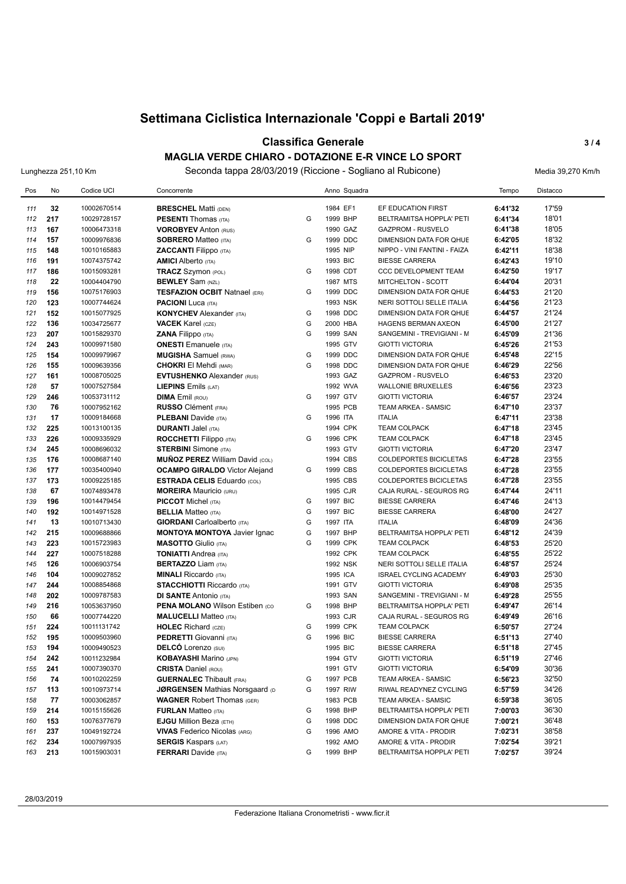# Settimana Ciclistica Internazionale 'Coppi e Bartali 2019'

## Classifica Generale

### MAGLIA VERDE CHIARO - DOTAZIONE E-R VINCE LO SPORT

Lunghezza 251,10 Km — Seconda tappa 28/03/2019 (Riccione - Sogliano al Rubicone) — Media 39,270 Km/h

| Pos | No | Codice UCI | Concorrente | | Anno | Squadra | | Tempo | Distacco |
|---|---|---|---|---|---|---|---|---|---|
| 111 | 32 | 10002670514 | **BRESCHEL** Matti (DEN) | | 1984 | EF1 | EF EDUCATION FIRST | **6:41'32** | 17'59 |
| 112 | 217 | 10029728157 | **PESENTI** Thomas (ITA) | G | 1999 | BHP | BELTRAMITSA HOPPLA' PETI | **6:41'34** | 18'01 |
| 113 | 167 | 10006473318 | **VOROBYEV** Anton (RUS) | | 1990 | GAZ | GAZPROM - RUSVELO | **6:41'38** | 18'05 |
| 114 | 157 | 10009976836 | **SOBRERO** Matteo (ITA) | G | 1999 | DDC | DIMENSION DATA FOR QHUE | **6:42'05** | 18'32 |
| 115 | 148 | 10010165883 | **ZACCANTI** Filippo (ITA) | | 1995 | NIP | NIPPO - VINI FANTINI - FAIZA | **6:42'11** | 18'38 |
| 116 | 191 | 10074375742 | **AMICI** Alberto (ITA) | | 1993 | BIC | BIESSE CARRERA | **6:42'43** | 19'10 |
| 117 | 186 | 10015093281 | **TRACZ** Szymon (POL) | G | 1998 | CDT | CCC DEVELOPMENT TEAM | **6:42'50** | 19'17 |
| 118 | 22 | 10004404790 | **BEWLEY** Sam (NZL) | | 1987 | MTS | MITCHELTON - SCOTT | **6:44'04** | 20'31 |
| 119 | 156 | 10075176903 | **TESFAZION OCBIT** Natnael (ERI) | G | 1999 | DDC | DIMENSION DATA FOR QHUE | **6:44'53** | 21'20 |
| 120 | 123 | 10007744624 | **PACIONI** Luca (ITA) | | 1993 | NSK | NERI SOTTOLI SELLE ITALIA | **6:44'56** | 21'23 |
| 121 | 152 | 10015077925 | **KONYCHEV** Alexander (ITA) | G | 1998 | DDC | DIMENSION DATA FOR QHUE | **6:44'57** | 21'24 |
| 122 | 136 | 10034725677 | **VACEK** Karel (CZE) | G | 2000 | HBA | HAGENS BERMAN AXEON | **6:45'00** | 21'27 |
| 123 | 207 | 10015829370 | **ZANA** Filippo (ITA) | G | 1999 | SAN | SANGEMINI - TREVIGIANI - M | **6:45'09** | 21'36 |
| 124 | 243 | 10009971580 | **ONESTI** Emanuele (ITA) | | 1995 | GTV | GIOTTI VICTORIA | **6:45'26** | 21'53 |
| 125 | 154 | 10009979967 | **MUGISHA** Samuel (RWA) | G | 1999 | DDC | DIMENSION DATA FOR QHUE | **6:45'48** | 22'15 |
| 126 | 155 | 10009639356 | **CHOKRI** El Mehdi (MAR) | G | 1998 | DDC | DIMENSION DATA FOR QHUE | **6:46'29** | 22'56 |
| 127 | 161 | 10008705025 | **EVTUSHENKO** Alexander (RUS) | | 1993 | GAZ | GAZPROM - RUSVELO | **6:46'53** | 23'20 |
| 128 | 57 | 10007527584 | **LIEPINS** Emils (LAT) | | 1992 | WVA | WALLONIE BRUXELLES | **6:46'56** | 23'23 |
| 129 | 246 | 10053731112 | **DIMA** Emil (ROU) | G | 1997 | GTV | GIOTTI VICTORIA | **6:46'57** | 23'24 |
| 130 | 76 | 10007952162 | **RUSSO** Clément (FRA) | | 1995 | PCB | TEAM ARKEA - SAMSIC | **6:47'10** | 23'37 |
| 131 | 17 | 10009184668 | **PLEBANI** Davide (ITA) | G | 1996 | ITA | ITALIA | **6:47'11** | 23'38 |
| 132 | 225 | 10013100135 | **DURANTI** Jalel (ITA) | | 1994 | CPK | TEAM COLPACK | **6:47'18** | 23'45 |
| 133 | 226 | 10009335929 | **ROCCHETTI** Filippo (ITA) | G | 1996 | CPK | TEAM COLPACK | **6:47'18** | 23'45 |
| 134 | 245 | 10008696032 | **STERBINI** Simone (ITA) | | 1993 | GTV | GIOTTI VICTORIA | **6:47'20** | 23'47 |
| 135 | 176 | 10008687140 | **MUÑOZ PEREZ** William David (COL) | | 1994 | CBS | COLDEPORTES BICICLETAS | **6:47'28** | 23'55 |
| 136 | 177 | 10035400940 | **OCAMPO GIRALDO** Victor Alejand | G | 1999 | CBS | COLDEPORTES BICICLETAS | **6:47'28** | 23'55 |
| 137 | 173 | 10009225185 | **ESTRADA CELIS** Eduardo (COL) | | 1995 | CBS | COLDEPORTES BICICLETAS | **6:47'28** | 23'55 |
| 138 | 67 | 10074893478 | **MOREIRA** Mauricio (URU) | | 1995 | CJR | CAJA RURAL - SEGUROS RG | **6:47'44** | 24'11 |
| 139 | 196 | 10014479454 | **PICCOT** Michel (ITA) | G | 1997 | BIC | BIESSE CARRERA | **6:47'46** | 24'13 |
| 140 | 192 | 10014971528 | **BELLIA** Matteo (ITA) | G | 1997 | BIC | BIESSE CARRERA | **6:48'00** | 24'27 |
| 141 | 13 | 10010713430 | **GIORDANI** Carloalberto (ITA) | G | 1997 | ITA | ITALIA | **6:48'09** | 24'36 |
| 142 | 215 | 10009688866 | **MONTOYA MONTOYA** Javier Ignac | G | 1997 | BHP | BELTRAMITSA HOPPLA' PETI | **6:48'12** | 24'39 |
| 143 | 223 | 10015723983 | **MASOTTO** Giulio (ITA) | G | 1999 | CPK | TEAM COLPACK | **6:48'53** | 25'20 |
| 144 | 227 | 10007518288 | **TONIATTI** Andrea (ITA) | | 1992 | CPK | TEAM COLPACK | **6:48'55** | 25'22 |
| 145 | 126 | 10006903754 | **BERTAZZO** Liam (ITA) | | 1992 | NSK | NERI SOTTOLI SELLE ITALIA | **6:48'57** | 25'24 |
| 146 | 104 | 10009027852 | **MINALI** Riccardo (ITA) | | 1995 | ICA | ISRAEL CYCLING ACADEMY | **6:49'03** | 25'30 |
| 147 | 244 | 10008854868 | **STACCHIOTTI** Riccardo (ITA) | | 1991 | GTV | GIOTTI VICTORIA | **6:49'08** | 25'35 |
| 148 | 202 | 10009787583 | **DI SANTE** Antonio (ITA) | | 1993 | SAN | SANGEMINI - TREVIGIANI - M | **6:49'28** | 25'55 |
| 149 | 216 | 10053637950 | **PENA MOLANO** Wilson Estiben (CO | G | 1998 | BHP | BELTRAMITSA HOPPLA' PETI | **6:49'47** | 26'14 |
| 150 | 66 | 10007744220 | **MALUCELLI** Matteo (ITA) | | 1993 | CJR | CAJA RURAL - SEGUROS RG | **6:49'49** | 26'16 |
| 151 | 224 | 10011131742 | **HOLEC** Richard (CZE) | G | 1999 | CPK | TEAM COLPACK | **6:50'57** | 27'24 |
| 152 | 195 | 10009503960 | **PEDRETTI** Giovanni (ITA) | G | 1996 | BIC | BIESSE CARRERA | **6:51'13** | 27'40 |
| 153 | 194 | 10009490523 | **DELCÒ** Lorenzo (SUI) | | 1995 | BIC | BIESSE CARRERA | **6:51'18** | 27'45 |
| 154 | 242 | 10011232984 | **KOBAYASHI** Marino (JPN) | | 1994 | GTV | GIOTTI VICTORIA | **6:51'19** | 27'46 |
| 155 | 241 | 10007390370 | **CRISTA** Daniel (ROU) | | 1991 | GTV | GIOTTI VICTORIA | **6:54'09** | 30'36 |
| 156 | 74 | 10010202259 | **GUERNALEC** Thibault (FRA) | G | 1997 | PCB | TEAM ARKEA - SAMSIC | **6:56'23** | 32'50 |
| 157 | 113 | 10010973714 | **JØRGENSEN** Mathias Norsgaard (D | G | 1997 | RIW | RIWAL READYNEZ CYCLING | **6:57'59** | 34'26 |
| 158 | 77 | 10003062857 | **WAGNER** Robert Thomas (GER) | | 1983 | PCB | TEAM ARKEA - SAMSIC | **6:59'38** | 36'05 |
| 159 | 214 | 10015155626 | **FURLAN** Matteo (ITA) | G | 1998 | BHP | BELTRAMITSA HOPPLA' PETI | **7:00'03** | 36'30 |
| 160 | 153 | 10076377679 | **EJGU** Million Beza (ETH) | G | 1998 | DDC | DIMENSION DATA FOR QHUE | **7:00'21** | 36'48 |
| 161 | 237 | 10049192724 | **VIVAS** Federico Nicolas (ARG) | G | 1996 | AMO | AMORE & VITA - PRODIR | **7:02'31** | 38'58 |
| 162 | 234 | 10007997935 | **SERGIS** Kaspars (LAT) | | 1992 | AMO | AMORE & VITA - PRODIR | **7:02'54** | 39'21 |
| 163 | 213 | 10015903031 | **FERRARI** Davide (ITA) | G | 1999 | BHP | BELTRAMITSA HOPPLA' PETI | **7:02'57** | 39'24 |

28/03/2019

Federazione Italiana Cronometristi - www.ficr.it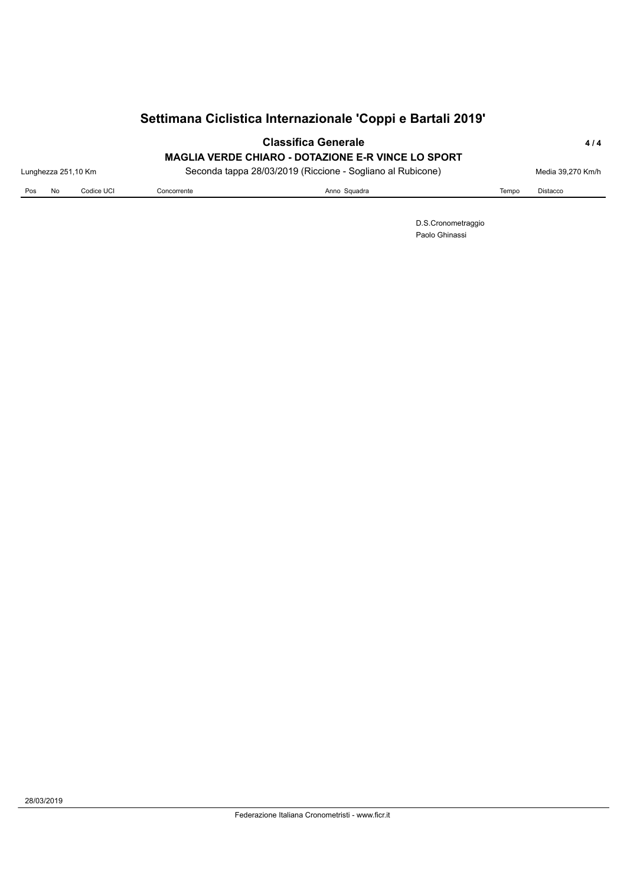# Settimana Ciclistica Internazionale 'Coppi e Bartali 2019'

## Classifica Generale

### MAGLIA VERDE CHIARO - DOTAZIONE E-R VINCE LO SPORT

Lunghezza 251,10 Km

Seconda tappa 28/03/2019 (Riccione - Sogliano al Rubicone)

Media 39,270 Km/h

| Pos | No | Codice UCI | Concorrente | Anno | Squadra | Tempo | Distacco |
|---|---|---|---|---|---|---|---|

D.S.Cronometraggio
Paolo Ghinassi

28/03/2019

Federazione Italiana Cronometristi - www.ficr.it